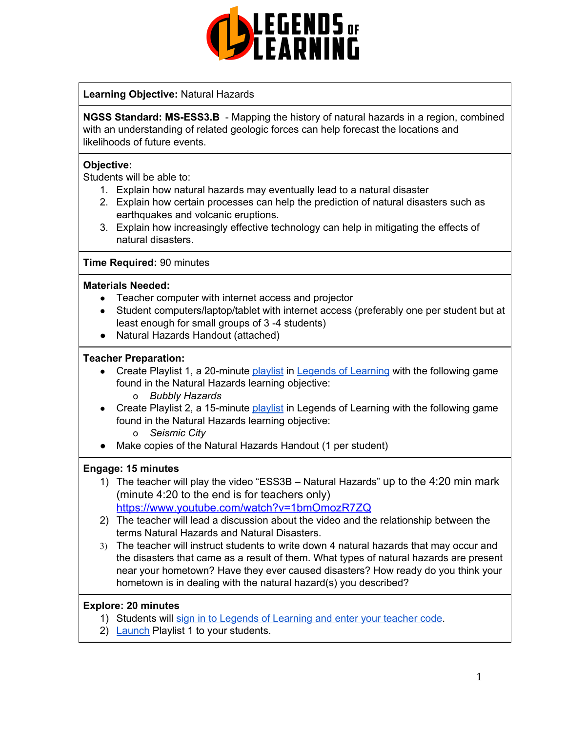**Learning Objective:** Natural Hazards

**NGSS Standard: MS-ESS3.B** - Mapping the history of natural hazards in a region, combined with an understanding of related geologic forces can help forecast the locations and likelihoods of future events.

**Objective:**
Students will be able to:

1. Explain how natural hazards may eventually lead to a natural disaster
2. Explain how certain processes can help the prediction of natural disasters such as earthquakes and volcanic eruptions.
3. Explain how increasingly effective technology can help in mitigating the effects of natural disasters.

**Time Required:** 90 minutes

**Materials Needed:**

- Teacher computer with internet access and projector
- Student computers/laptop/tablet with internet access (preferably one per student but at least enough for small groups of 3 -4 students)
- Natural Hazards Handout (attached)

**Teacher Preparation:**

- Create Playlist 1, a 20-minute playlist in Legends of Learning with the following game found in the Natural Hazards learning objective:
    - *Bubbly Hazards*
- Create Playlist 2, a 15-minute playlist in Legends of Learning with the following game found in the Natural Hazards learning objective:
    - *Seismic City*
- Make copies of the Natural Hazards Handout (1 per student)

**Engage: 15 minutes**

1) The teacher will play the video "ESS3B – Natural Hazards" up to the 4:20 min mark (minute 4:20 to the end is for teachers only) https://www.youtube.com/watch?v=1bmOmozR7ZQ
2) The teacher will lead a discussion about the video and the relationship between the terms Natural Hazards and Natural Disasters.
3) The teacher will instruct students to write down 4 natural hazards that may occur and the disasters that came as a result of them. What types of natural hazards are present near your hometown? Have they ever caused disasters? How ready do you think your hometown is in dealing with the natural hazard(s) you described?

**Explore: 20 minutes**

1) Students will sign in to Legends of Learning and enter your teacher code.
2) Launch Playlist 1 to your students.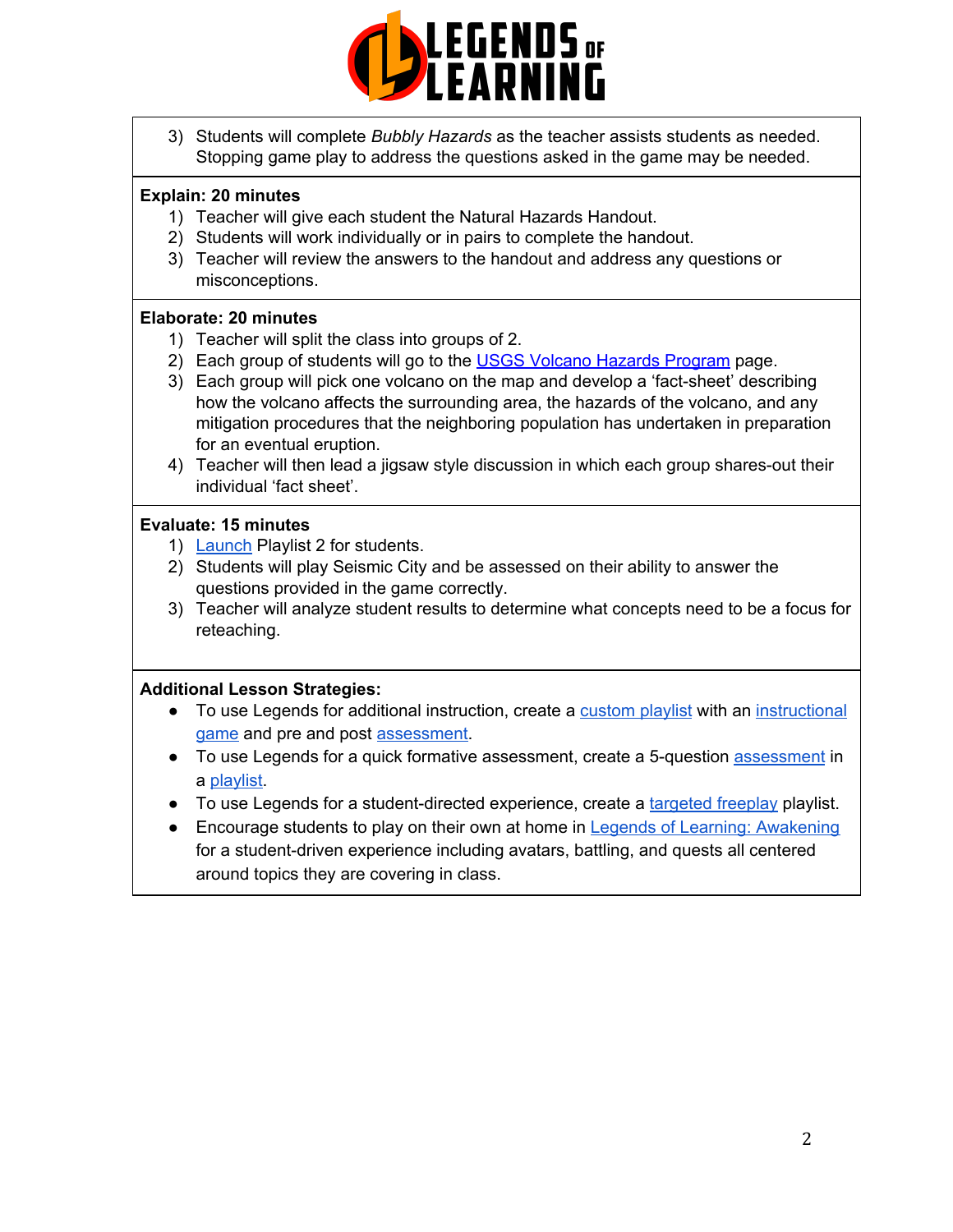3) Students will complete *Bubbly Hazards* as the teacher assists students as needed. Stopping game play to address the questions asked in the game may be needed.

**Explain: 20 minutes**

1) Teacher will give each student the Natural Hazards Handout.
2) Students will work individually or in pairs to complete the handout.
3) Teacher will review the answers to the handout and address any questions or misconceptions.

**Elaborate: 20 minutes**

1) Teacher will split the class into groups of 2.
2) Each group of students will go to the USGS Volcano Hazards Program page.
3) Each group will pick one volcano on the map and develop a 'fact-sheet' describing how the volcano affects the surrounding area, the hazards of the volcano, and any mitigation procedures that the neighboring population has undertaken in preparation for an eventual eruption.
4) Teacher will then lead a jigsaw style discussion in which each group shares-out their individual 'fact sheet'.

**Evaluate: 15 minutes**

1) Launch Playlist 2 for students.
2) Students will play Seismic City and be assessed on their ability to answer the questions provided in the game correctly.
3) Teacher will analyze student results to determine what concepts need to be a focus for reteaching.

**Additional Lesson Strategies:**

- To use Legends for additional instruction, create a custom playlist with an instructional game and pre and post assessment.
- To use Legends for a quick formative assessment, create a 5-question assessment in a playlist.
- To use Legends for a student-directed experience, create a targeted freeplay playlist.
- Encourage students to play on their own at home in Legends of Learning: Awakening for a student-driven experience including avatars, battling, and quests all centered around topics they are covering in class.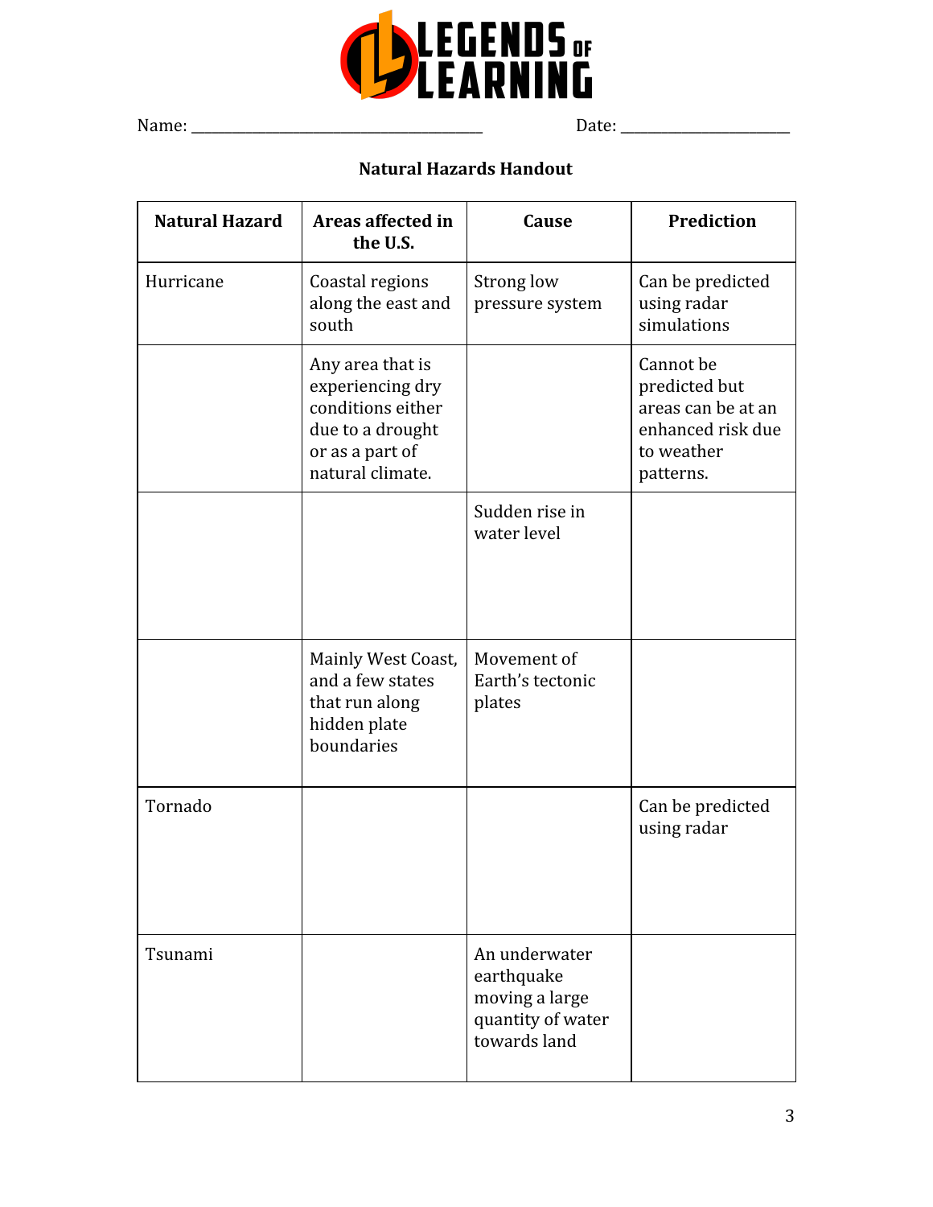Name: ______________________________________ Date: _____________________

**Natural Hazards Handout**

| Natural Hazard | Areas affected in the U.S. | Cause | Prediction |
|---|---|---|---|
| Hurricane | Coastal regions along the east and south | Strong low pressure system | Can be predicted using radar simulations |
| | Any area that is experiencing dry conditions either due to a drought or as a part of natural climate. | | Cannot be predicted but areas can be at an enhanced risk due to weather patterns. |
| | | Sudden rise in water level | |
| | Mainly West Coast, and a few states that run along hidden plate boundaries | Movement of Earth's tectonic plates | |
| Tornado | | | Can be predicted using radar |
| Tsunami | | An underwater earthquake moving a large quantity of water towards land | |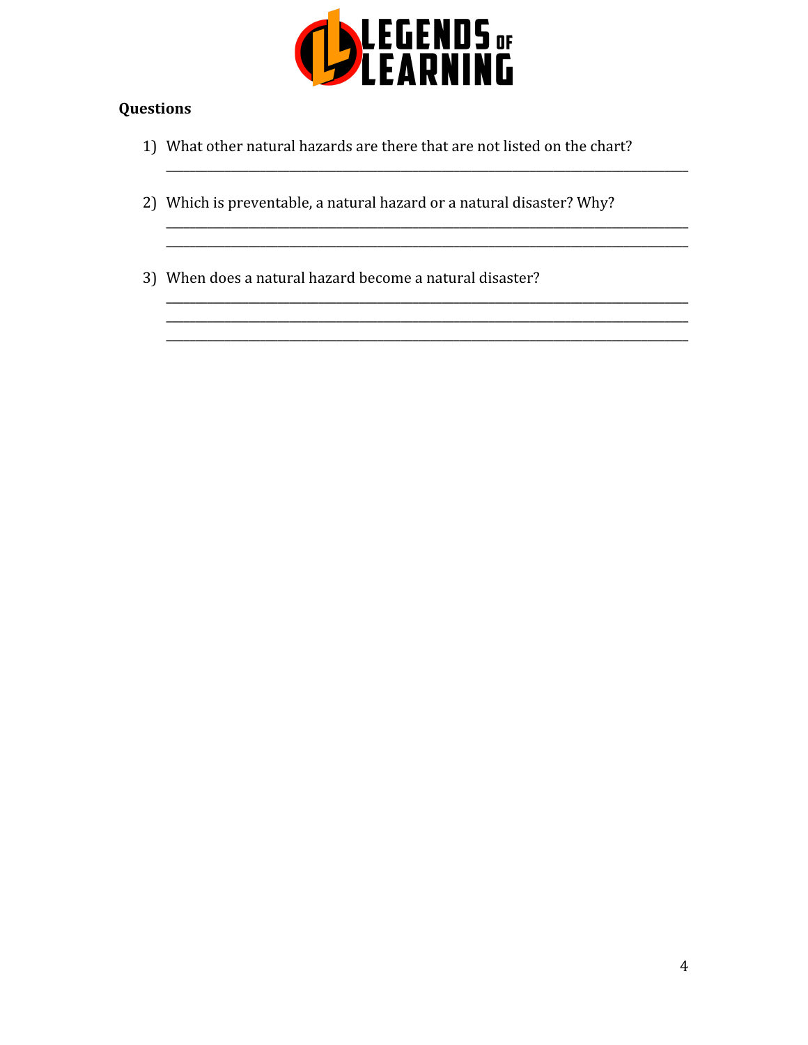**Questions**

1) What other natural hazards are there that are not listed on the chart?

_______________________________________________________________________________

2) Which is preventable, a natural hazard or a natural disaster? Why?

_______________________________________________________________________________

_______________________________________________________________________________

3) When does a natural hazard become a natural disaster?

_______________________________________________________________________________

_______________________________________________________________________________

_______________________________________________________________________________